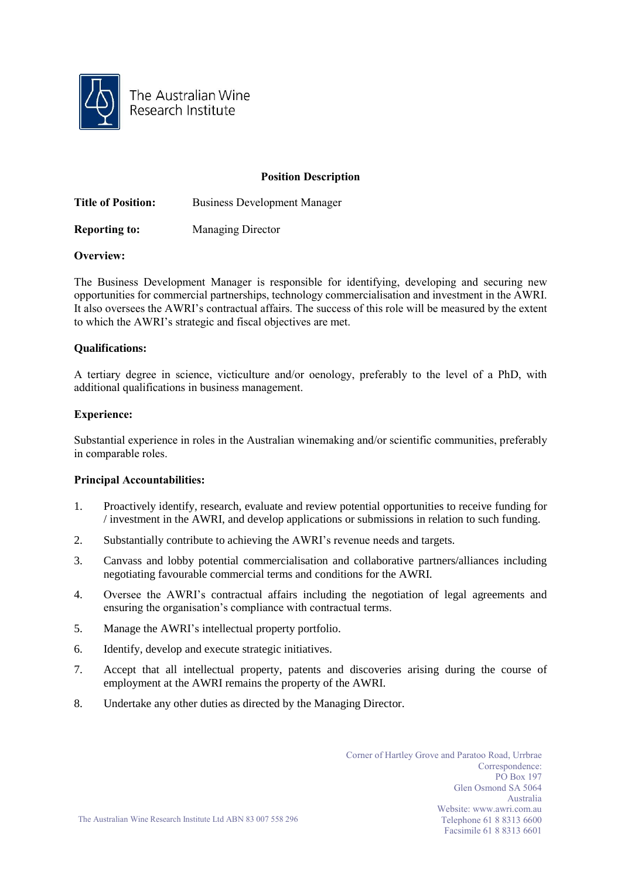The Australian Wine Research Institute

# Position Description

**Title of Position:** Business Development Manager

**Reporting to:** Managing Director

**Overview:**

The Business Development Manager is responsible for identifying, developing and securing new opportunities for commercial partnerships, technology commercialisation and investment in the AWRI. It also oversees the AWRI's contractual affairs. The success of this role will be measured by the extent to which the AWRI's strategic and fiscal objectives are met.

**Qualifications:**

A tertiary degree in science, victiculture and/or oenology, preferably to the level of a PhD, with additional qualifications in business management.

**Experience:**

Substantial experience in roles in the Australian winemaking and/or scientific communities, preferably in comparable roles.

**Principal Accountabilities:**

1. Proactively identify, research, evaluate and review potential opportunities to receive funding for / investment in the AWRI, and develop applications or submissions in relation to such funding.
2. Substantially contribute to achieving the AWRI's revenue needs and targets.
3. Canvass and lobby potential commercialisation and collaborative partners/alliances including negotiating favourable commercial terms and conditions for the AWRI.
4. Oversee the AWRI's contractual affairs including the negotiation of legal agreements and ensuring the organisation's compliance with contractual terms.
5. Manage the AWRI's intellectual property portfolio.
6. Identify, develop and execute strategic initiatives.
7. Accept that all intellectual property, patents and discoveries arising during the course of employment at the AWRI remains the property of the AWRI.
8. Undertake any other duties as directed by the Managing Director.

The Australian Wine Research Institute Ltd ABN 83 007 558 296

Corner of Hartley Grove and Paratoo Road, Urrbrae
Correspondence:
PO Box 197
Glen Osmond SA 5064
Australia
Website: www.awri.com.au
Telephone 61 8 8313 6600
Facsimile 61 8 8313 6601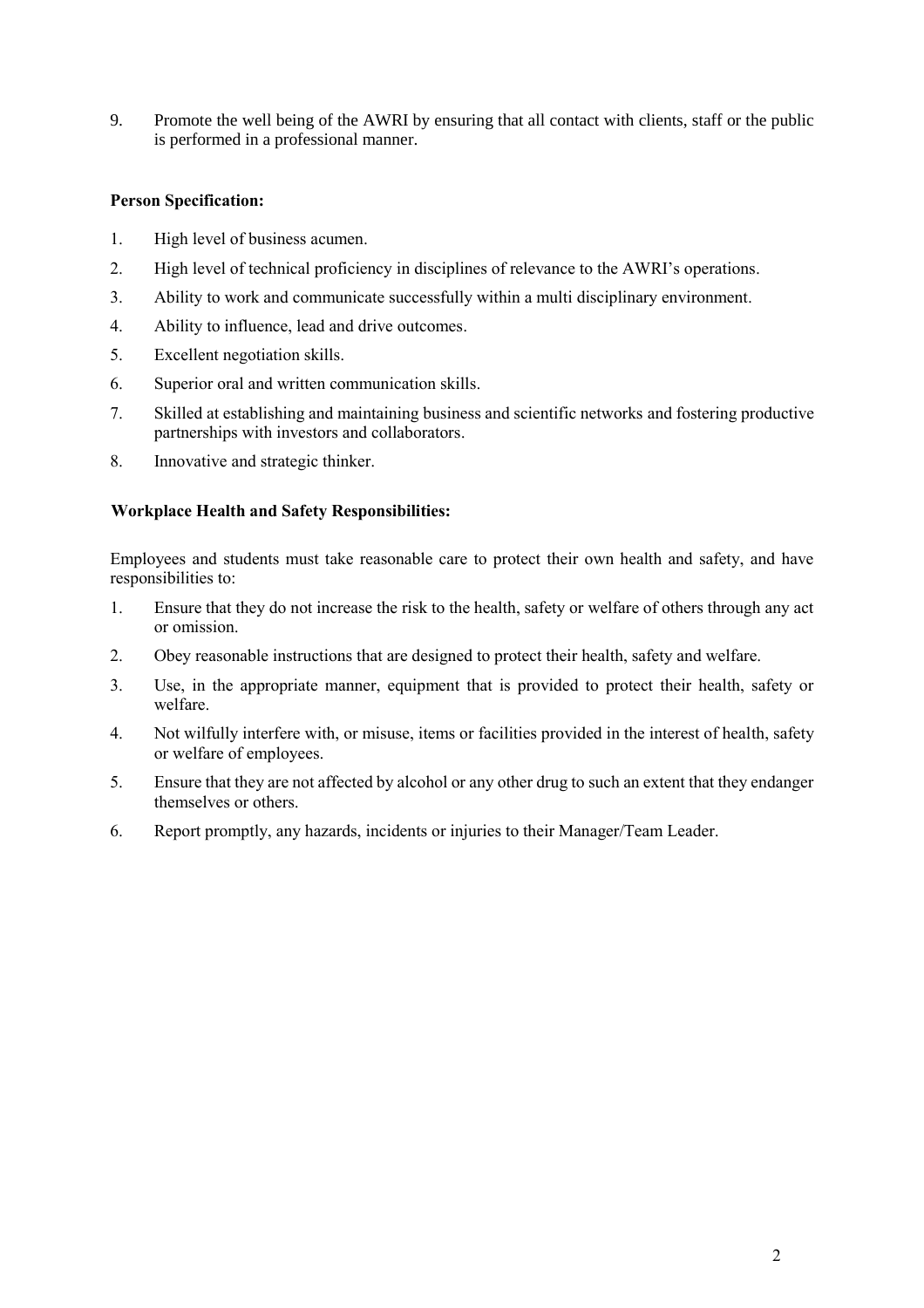9. Promote the well being of the AWRI by ensuring that all contact with clients, staff or the public is performed in a professional manner.

**Person Specification:**

1. High level of business acumen.
2. High level of technical proficiency in disciplines of relevance to the AWRI's operations.
3. Ability to work and communicate successfully within a multi disciplinary environment.
4. Ability to influence, lead and drive outcomes.
5. Excellent negotiation skills.
6. Superior oral and written communication skills.
7. Skilled at establishing and maintaining business and scientific networks and fostering productive partnerships with investors and collaborators.
8. Innovative and strategic thinker.

**Workplace Health and Safety Responsibilities:**

Employees and students must take reasonable care to protect their own health and safety, and have responsibilities to:

1. Ensure that they do not increase the risk to the health, safety or welfare of others through any act or omission.
2. Obey reasonable instructions that are designed to protect their health, safety and welfare.
3. Use, in the appropriate manner, equipment that is provided to protect their health, safety or welfare.
4. Not wilfully interfere with, or misuse, items or facilities provided in the interest of health, safety or welfare of employees.
5. Ensure that they are not affected by alcohol or any other drug to such an extent that they endanger themselves or others.
6. Report promptly, any hazards, incidents or injuries to their Manager/Team Leader.